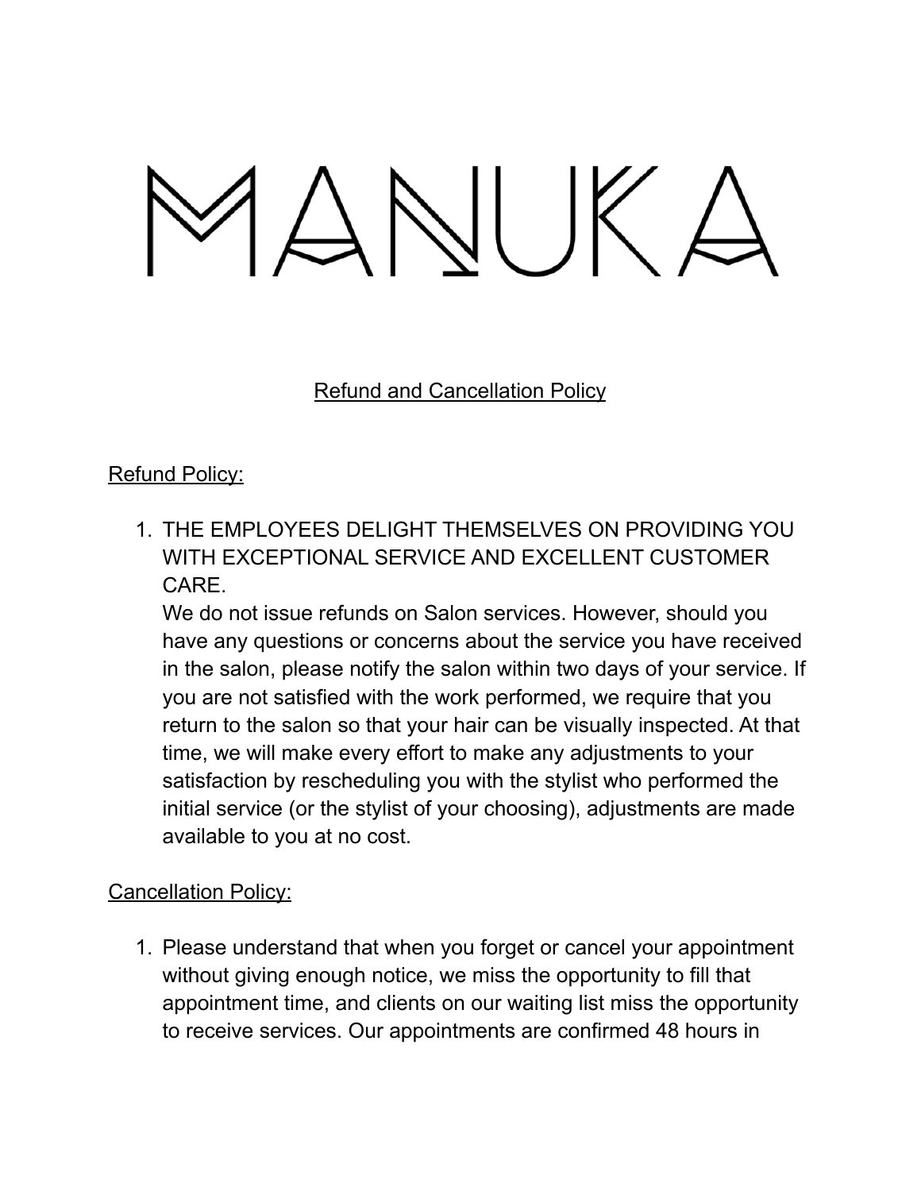# MANUKA

## Refund and Cancellation Policy

### Refund Policy:

1. THE EMPLOYEES DELIGHT THEMSELVES ON PROVIDING YOU WITH EXCEPTIONAL SERVICE AND EXCELLENT CUSTOMER CARE.
   We do not issue refunds on Salon services. However, should you have any questions or concerns about the service you have received in the salon, please notify the salon within two days of your service. If you are not satisfied with the work performed, we require that you return to the salon so that your hair can be visually inspected. At that time, we will make every effort to make any adjustments to your satisfaction by rescheduling you with the stylist who performed the initial service (or the stylist of your choosing), adjustments are made available to you at no cost.

### Cancellation Policy:

1. Please understand that when you forget or cancel your appointment without giving enough notice, we miss the opportunity to fill that appointment time, and clients on our waiting list miss the opportunity to receive services. Our appointments are confirmed 48 hours in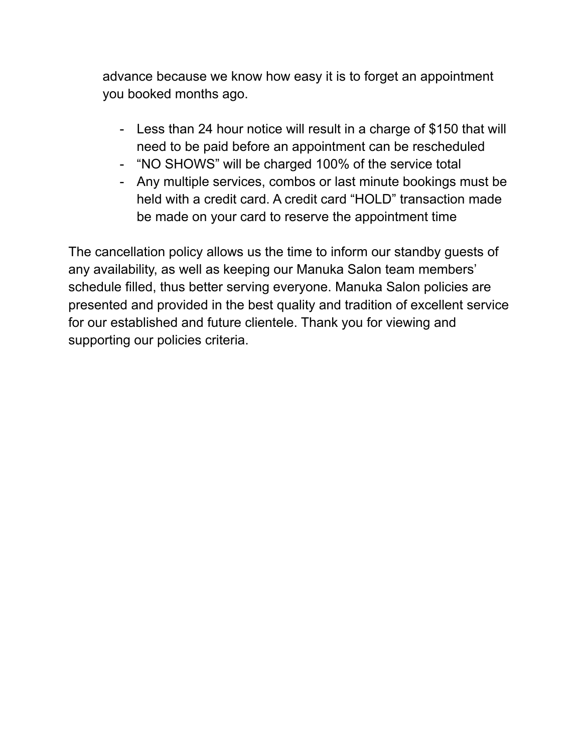advance because we know how easy it is to forget an appointment you booked months ago.

- Less than 24 hour notice will result in a charge of $150 that will need to be paid before an appointment can be rescheduled
- “NO SHOWS” will be charged 100% of the service total
- Any multiple services, combos or last minute bookings must be held with a credit card. A credit card “HOLD” transaction made be made on your card to reserve the appointment time

The cancellation policy allows us the time to inform our standby guests of any availability, as well as keeping our Manuka Salon team members’ schedule filled, thus better serving everyone. Manuka Salon policies are presented and provided in the best quality and tradition of excellent service for our established and future clientele. Thank you for viewing and supporting our policies criteria.